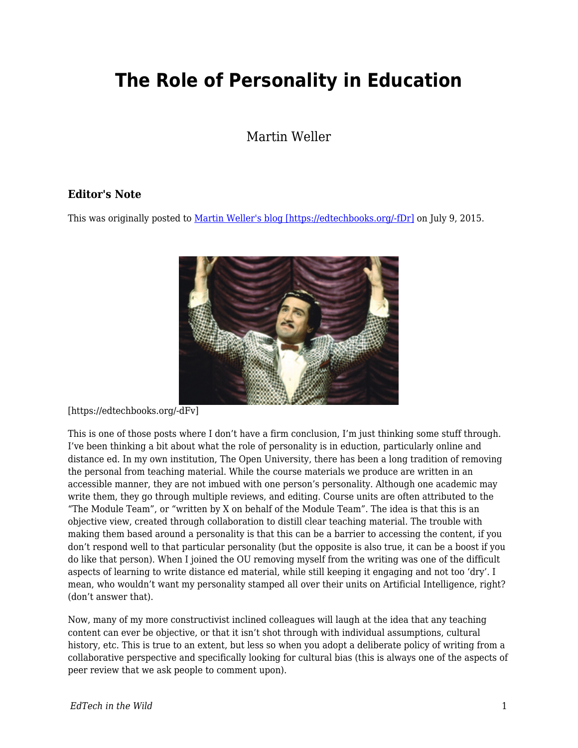# The Role of Personality in Education

Martin Weller

### Editor's Note

This was originally posted to Martin Weller's blog [https://edtechbooks.org/-fDr] on July 9, 2015.

[https://edtechbooks.org/-dFv]

This is one of those posts where I don't have a firm conclusion, I'm just thinking some stuff through. I've been thinking a bit about what the role of personality is in eduction, particularly online and distance ed. In my own institution, The Open University, there has been a long tradition of removing the personal from teaching material. While the course materials we produce are written in an accessible manner, they are not imbued with one person's personality. Although one academic may write them, they go through multiple reviews, and editing. Course units are often attributed to the "The Module Team", or "written by X on behalf of the Module Team". The idea is that this is an objective view, created through collaboration to distill clear teaching material. The trouble with making them based around a personality is that this can be a barrier to accessing the content, if you don't respond well to that particular personality (but the opposite is also true, it can be a boost if you do like that person). When I joined the OU removing myself from the writing was one of the difficult aspects of learning to write distance ed material, while still keeping it engaging and not too 'dry'. I mean, who wouldn't want my personality stamped all over their units on Artificial Intelligence, right? (don't answer that).

Now, many of my more constructivist inclined colleagues will laugh at the idea that any teaching content can ever be objective, or that it isn't shot through with individual assumptions, cultural history, etc. This is true to an extent, but less so when you adopt a deliberate policy of writing from a collaborative perspective and specifically looking for cultural bias (this is always one of the aspects of peer review that we ask people to comment upon).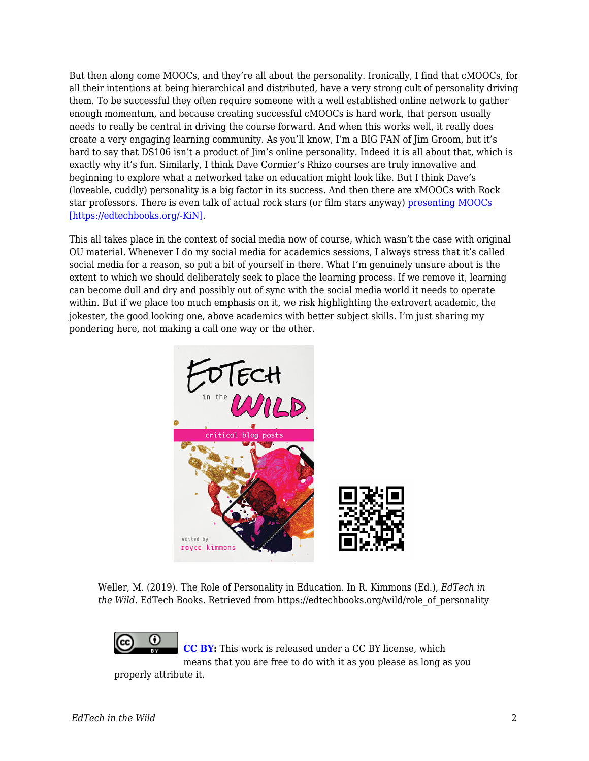But then along come MOOCs, and they're all about the personality. Ironically, I find that cMOOCs, for all their intentions at being hierarchical and distributed, have a very strong cult of personality driving them. To be successful they often require someone with a well established online network to gather enough momentum, and because creating successful cMOOCs is hard work, that person usually needs to really be central in driving the course forward. And when this works well, it really does create a very engaging learning community. As you'll know, I'm a BIG FAN of Jim Groom, but it's hard to say that DS106 isn't a product of Jim's online personality. Indeed it is all about that, which is exactly why it's fun. Similarly, I think Dave Cormier's Rhizo courses are truly innovative and beginning to explore what a networked take on education might look like. But I think Dave's (loveable, cuddly) personality is a big factor in its success. And then there are xMOOCs with Rock star professors. There is even talk of actual rock stars (or film stars anyway) [presenting MOOCs [https://edtechbooks.org/-KiN]](https://edtechbooks.org/-KiN).

This all takes place in the context of social media now of course, which wasn't the case with original OU material. Whenever I do my social media for academics sessions, I always stress that it's called social media for a reason, so put a bit of yourself in there. What I'm genuinely unsure about is the extent to which we should deliberately seek to place the learning process. If we remove it, learning can become dull and dry and possibly out of sync with the social media world it needs to operate within. But if we place too much emphasis on it, we risk highlighting the extrovert academic, the jokester, the good looking one, above academics with better subject skills. I'm just sharing my pondering here, not making a call one way or the other.

Weller, M. (2019). The Role of Personality in Education. In R. Kimmons (Ed.), *EdTech in the Wild*. EdTech Books. Retrieved from https://edtechbooks.org/wild/role_of_personality

**CC BY:** This work is released under a CC BY license, which means that you are free to do with it as you please as long as you properly attribute it.